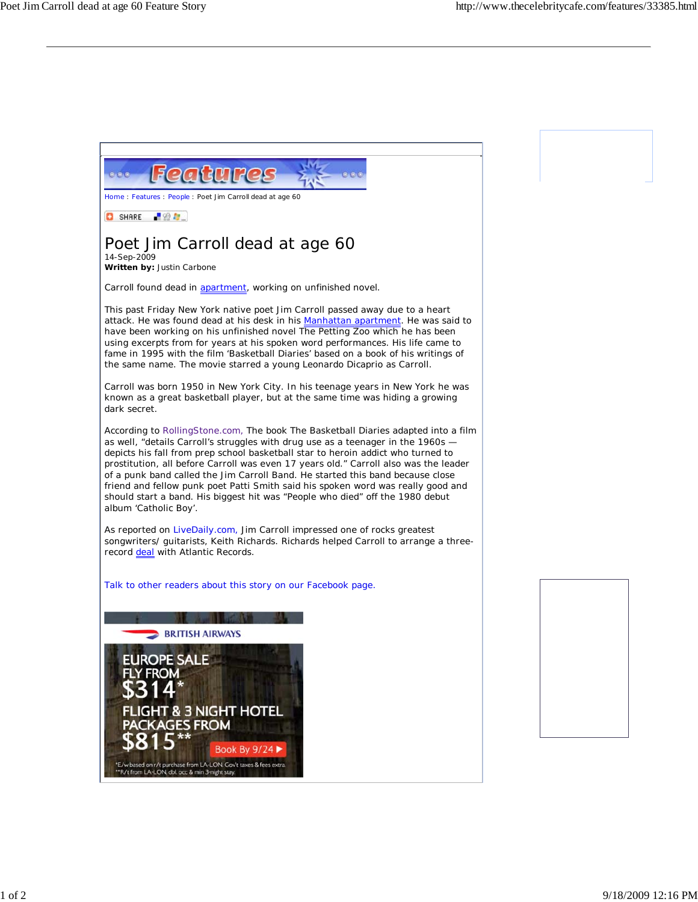Home : Features : People : Poet Jim Carroll dead at age 60

# Poet Jim Carroll dead at age 60

14-Sep-2009

**Written by:** Justin Carbone

Carroll found dead in apartment, working on unfinished novel.

This past Friday New York native poet Jim Carroll passed away due to a heart attack. He was found dead at his desk in his Manhattan apartment. He was said to have been working on his unfinished novel The Petting Zoo which he has been using excerpts from for years at his spoken word performances. His life came to fame in 1995 with the film 'Basketball Diaries' based on a book of his writings of the same name. The movie starred a young Leonardo Dicaprio as Carroll.

Carroll was born 1950 in New York City. In his teenage years in New York he was known as a great basketball player, but at the same time was hiding a growing dark secret.

According to RollingStone.com, The book The Basketball Diaries adapted into a film as well, "details Carroll's struggles with drug use as a teenager in the 1960s — depicts his fall from prep school basketball star to heroin addict who turned to prostitution, all before Carroll was even 17 years old." Carroll also was the leader of a punk band called the Jim Carroll Band. He started this band because close friend and fellow punk poet Patti Smith said his spoken word was really good and should start a band. His biggest hit was "People who died" off the 1980 debut album 'Catholic Boy'.

As reported on LiveDaily.com, Jim Carroll impressed one of rocks greatest songwriters/ guitarists, Keith Richards. Richards helped Carroll to arrange a three-record deal with Atlantic Records.

Talk to other readers about this story on our Facebook page.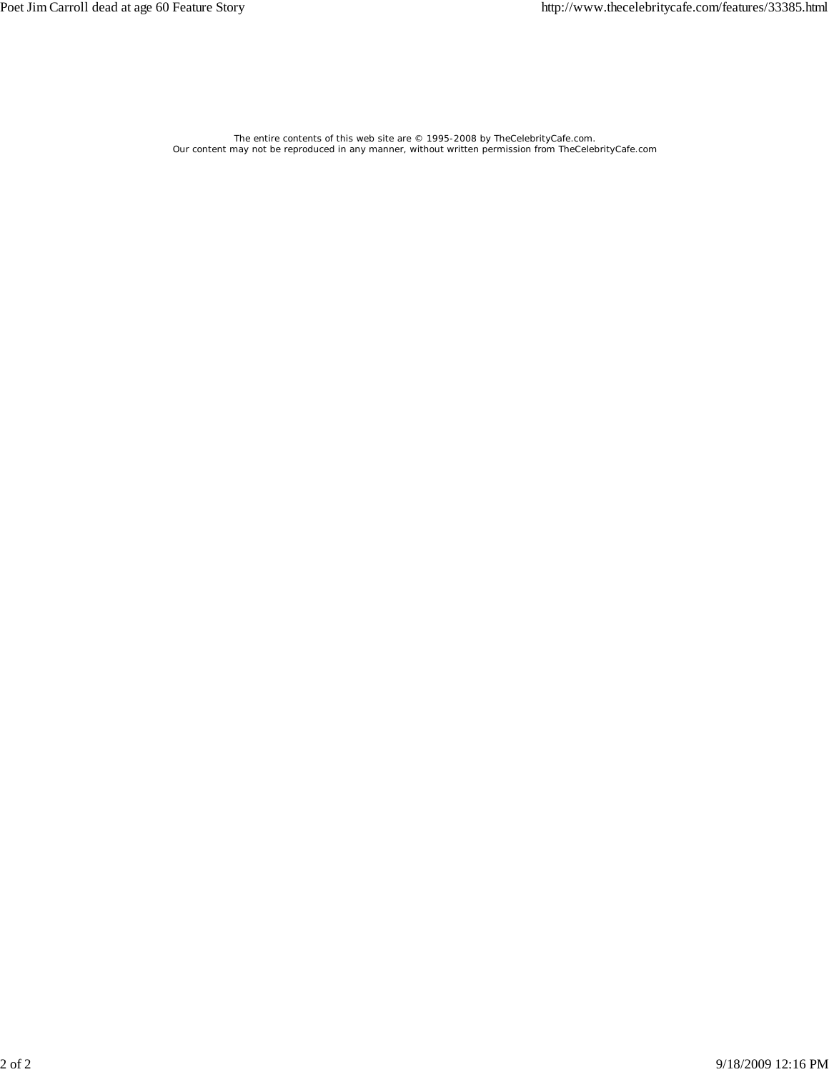The entire contents of this web site are © 1995-2008 by TheCelebrityCafe.com.
Our content may not be reproduced in any manner, without written permission from TheCelebrityCafe.com